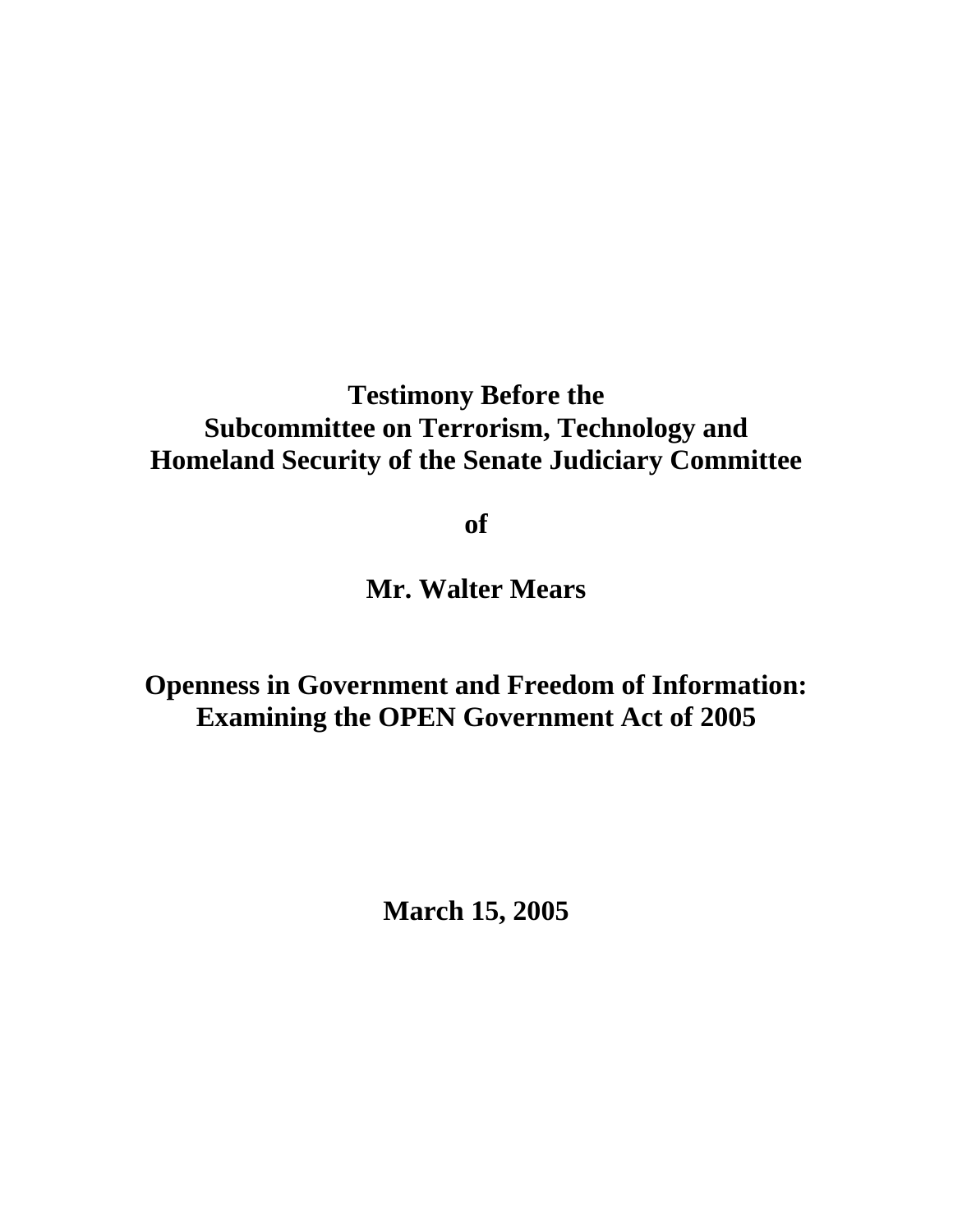**Testimony Before the**
**Subcommittee on Terrorism, Technology and**
**Homeland Security of the Senate Judiciary Committee**

**of**

**Mr. Walter Mears**

**Openness in Government and Freedom of Information:**
**Examining the OPEN Government Act of 2005**

**March 15, 2005**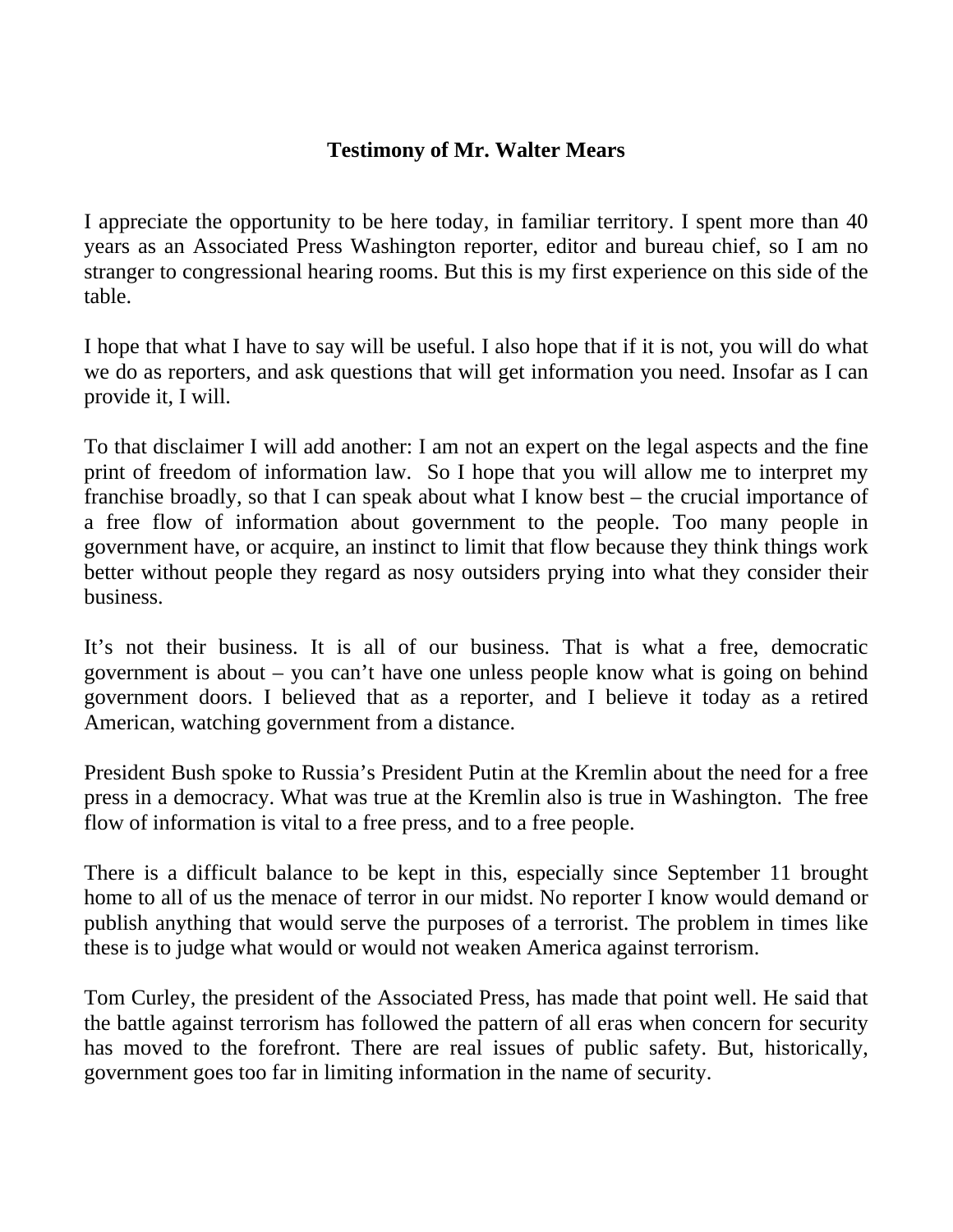## Testimony of Mr. Walter Mears

I appreciate the opportunity to be here today, in familiar territory. I spent more than 40 years as an Associated Press Washington reporter, editor and bureau chief, so I am no stranger to congressional hearing rooms. But this is my first experience on this side of the table.

I hope that what I have to say will be useful. I also hope that if it is not, you will do what we do as reporters, and ask questions that will get information you need. Insofar as I can provide it, I will.

To that disclaimer I will add another: I am not an expert on the legal aspects and the fine print of freedom of information law. So I hope that you will allow me to interpret my franchise broadly, so that I can speak about what I know best – the crucial importance of a free flow of information about government to the people. Too many people in government have, or acquire, an instinct to limit that flow because they think things work better without people they regard as nosy outsiders prying into what they consider their business.

It's not their business. It is all of our business. That is what a free, democratic government is about – you can't have one unless people know what is going on behind government doors. I believed that as a reporter, and I believe it today as a retired American, watching government from a distance.

President Bush spoke to Russia's President Putin at the Kremlin about the need for a free press in a democracy. What was true at the Kremlin also is true in Washington. The free flow of information is vital to a free press, and to a free people.

There is a difficult balance to be kept in this, especially since September 11 brought home to all of us the menace of terror in our midst. No reporter I know would demand or publish anything that would serve the purposes of a terrorist. The problem in times like these is to judge what would or would not weaken America against terrorism.

Tom Curley, the president of the Associated Press, has made that point well. He said that the battle against terrorism has followed the pattern of all eras when concern for security has moved to the forefront. There are real issues of public safety. But, historically, government goes too far in limiting information in the name of security.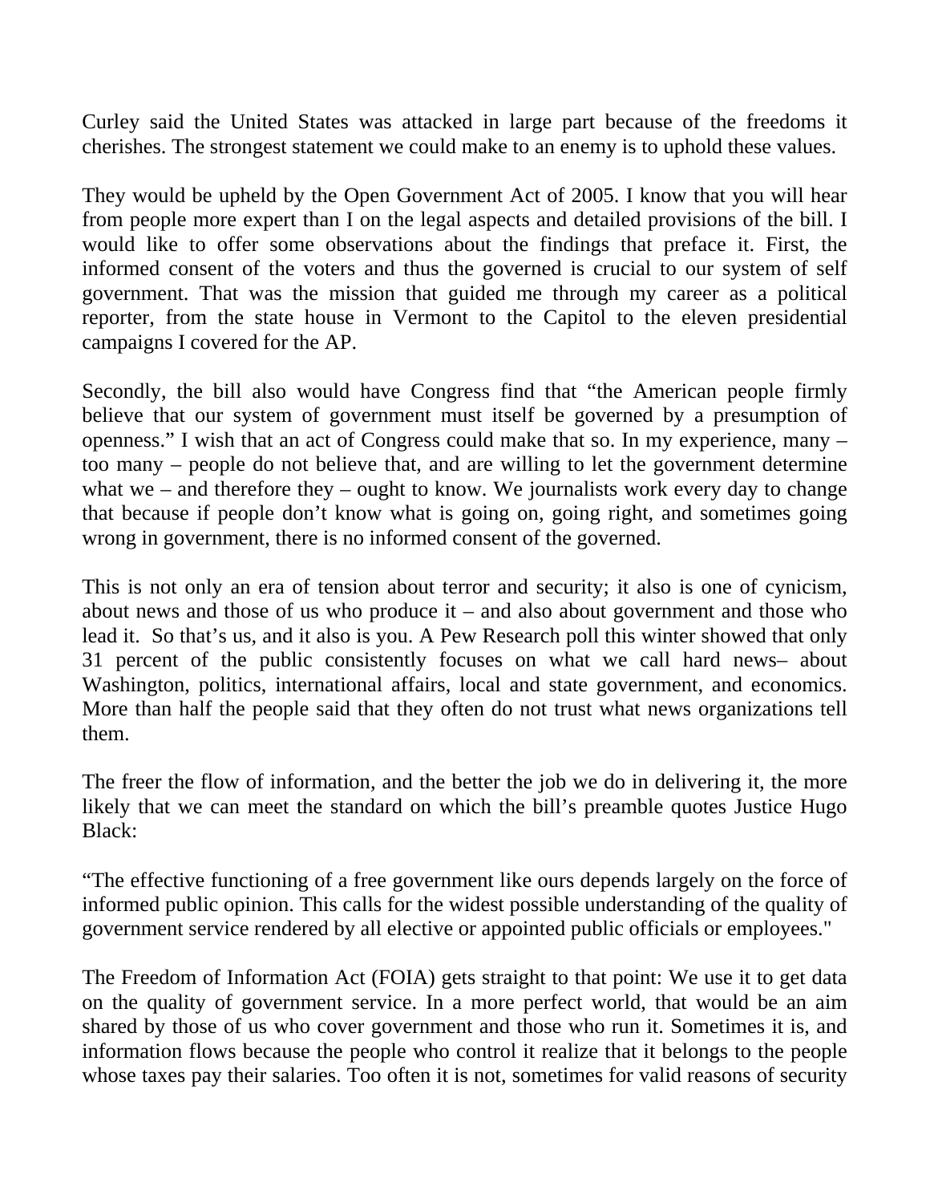Curley said the United States was attacked in large part because of the freedoms it cherishes. The strongest statement we could make to an enemy is to uphold these values.

They would be upheld by the Open Government Act of 2005. I know that you will hear from people more expert than I on the legal aspects and detailed provisions of the bill. I would like to offer some observations about the findings that preface it. First, the informed consent of the voters and thus the governed is crucial to our system of self government. That was the mission that guided me through my career as a political reporter, from the state house in Vermont to the Capitol to the eleven presidential campaigns I covered for the AP.

Secondly, the bill also would have Congress find that "the American people firmly believe that our system of government must itself be governed by a presumption of openness." I wish that an act of Congress could make that so. In my experience, many – too many – people do not believe that, and are willing to let the government determine what we – and therefore they – ought to know. We journalists work every day to change that because if people don't know what is going on, going right, and sometimes going wrong in government, there is no informed consent of the governed.

This is not only an era of tension about terror and security; it also is one of cynicism, about news and those of us who produce it – and also about government and those who lead it. So that's us, and it also is you. A Pew Research poll this winter showed that only 31 percent of the public consistently focuses on what we call hard news– about Washington, politics, international affairs, local and state government, and economics. More than half the people said that they often do not trust what news organizations tell them.

The freer the flow of information, and the better the job we do in delivering it, the more likely that we can meet the standard on which the bill's preamble quotes Justice Hugo Black:

"The effective functioning of a free government like ours depends largely on the force of informed public opinion. This calls for the widest possible understanding of the quality of government service rendered by all elective or appointed public officials or employees."

The Freedom of Information Act (FOIA) gets straight to that point: We use it to get data on the quality of government service. In a more perfect world, that would be an aim shared by those of us who cover government and those who run it. Sometimes it is, and information flows because the people who control it realize that it belongs to the people whose taxes pay their salaries. Too often it is not, sometimes for valid reasons of security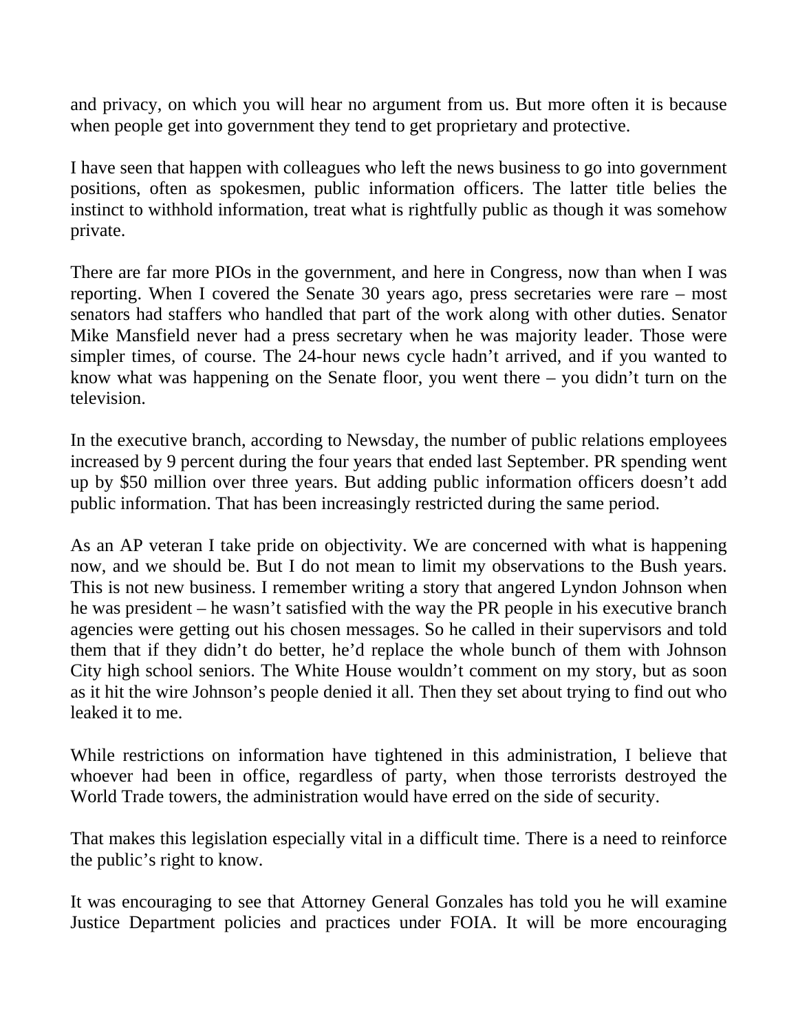and privacy, on which you will hear no argument from us. But more often it is because when people get into government they tend to get proprietary and protective.

I have seen that happen with colleagues who left the news business to go into government positions, often as spokesmen, public information officers. The latter title belies the instinct to withhold information, treat what is rightfully public as though it was somehow private.

There are far more PIOs in the government, and here in Congress, now than when I was reporting. When I covered the Senate 30 years ago, press secretaries were rare – most senators had staffers who handled that part of the work along with other duties. Senator Mike Mansfield never had a press secretary when he was majority leader. Those were simpler times, of course. The 24-hour news cycle hadn't arrived, and if you wanted to know what was happening on the Senate floor, you went there – you didn't turn on the television.

In the executive branch, according to Newsday, the number of public relations employees increased by 9 percent during the four years that ended last September. PR spending went up by $50 million over three years. But adding public information officers doesn't add public information. That has been increasingly restricted during the same period.

As an AP veteran I take pride on objectivity. We are concerned with what is happening now, and we should be. But I do not mean to limit my observations to the Bush years. This is not new business. I remember writing a story that angered Lyndon Johnson when he was president – he wasn't satisfied with the way the PR people in his executive branch agencies were getting out his chosen messages. So he called in their supervisors and told them that if they didn't do better, he'd replace the whole bunch of them with Johnson City high school seniors. The White House wouldn't comment on my story, but as soon as it hit the wire Johnson's people denied it all. Then they set about trying to find out who leaked it to me.

While restrictions on information have tightened in this administration, I believe that whoever had been in office, regardless of party, when those terrorists destroyed the World Trade towers, the administration would have erred on the side of security.

That makes this legislation especially vital in a difficult time. There is a need to reinforce the public's right to know.

It was encouraging to see that Attorney General Gonzales has told you he will examine Justice Department policies and practices under FOIA. It will be more encouraging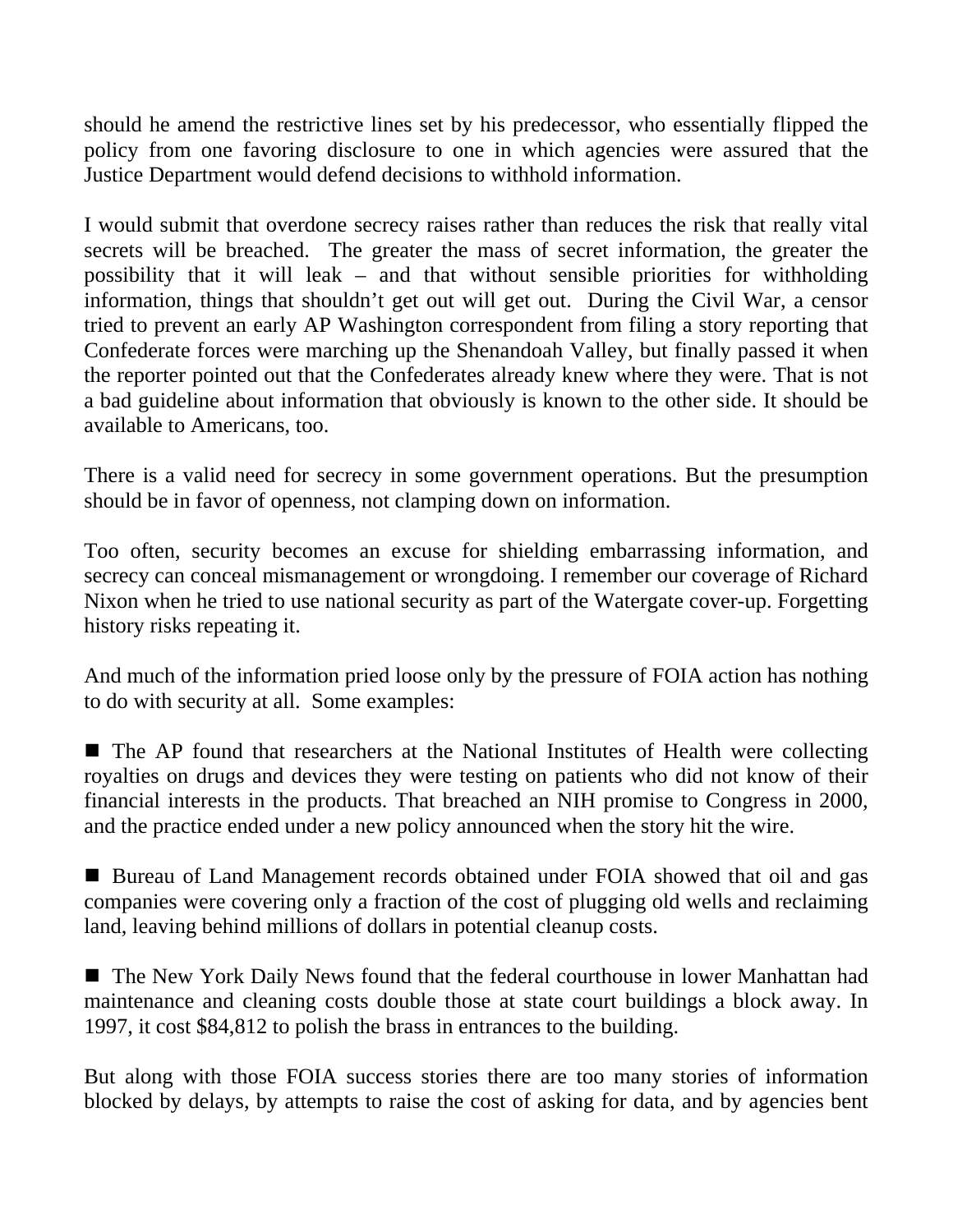should he amend the restrictive lines set by his predecessor, who essentially flipped the policy from one favoring disclosure to one in which agencies were assured that the Justice Department would defend decisions to withhold information.

I would submit that overdone secrecy raises rather than reduces the risk that really vital secrets will be breached. The greater the mass of secret information, the greater the possibility that it will leak – and that without sensible priorities for withholding information, things that shouldn't get out will get out. During the Civil War, a censor tried to prevent an early AP Washington correspondent from filing a story reporting that Confederate forces were marching up the Shenandoah Valley, but finally passed it when the reporter pointed out that the Confederates already knew where they were. That is not a bad guideline about information that obviously is known to the other side. It should be available to Americans, too.

There is a valid need for secrecy in some government operations. But the presumption should be in favor of openness, not clamping down on information.

Too often, security becomes an excuse for shielding embarrassing information, and secrecy can conceal mismanagement or wrongdoing. I remember our coverage of Richard Nixon when he tried to use national security as part of the Watergate cover-up. Forgetting history risks repeating it.

And much of the information pried loose only by the pressure of FOIA action has nothing to do with security at all. Some examples:

- The AP found that researchers at the National Institutes of Health were collecting royalties on drugs and devices they were testing on patients who did not know of their financial interests in the products. That breached an NIH promise to Congress in 2000, and the practice ended under a new policy announced when the story hit the wire.

- Bureau of Land Management records obtained under FOIA showed that oil and gas companies were covering only a fraction of the cost of plugging old wells and reclaiming land, leaving behind millions of dollars in potential cleanup costs.

- The New York Daily News found that the federal courthouse in lower Manhattan had maintenance and cleaning costs double those at state court buildings a block away. In 1997, it cost $84,812 to polish the brass in entrances to the building.

But along with those FOIA success stories there are too many stories of information blocked by delays, by attempts to raise the cost of asking for data, and by agencies bent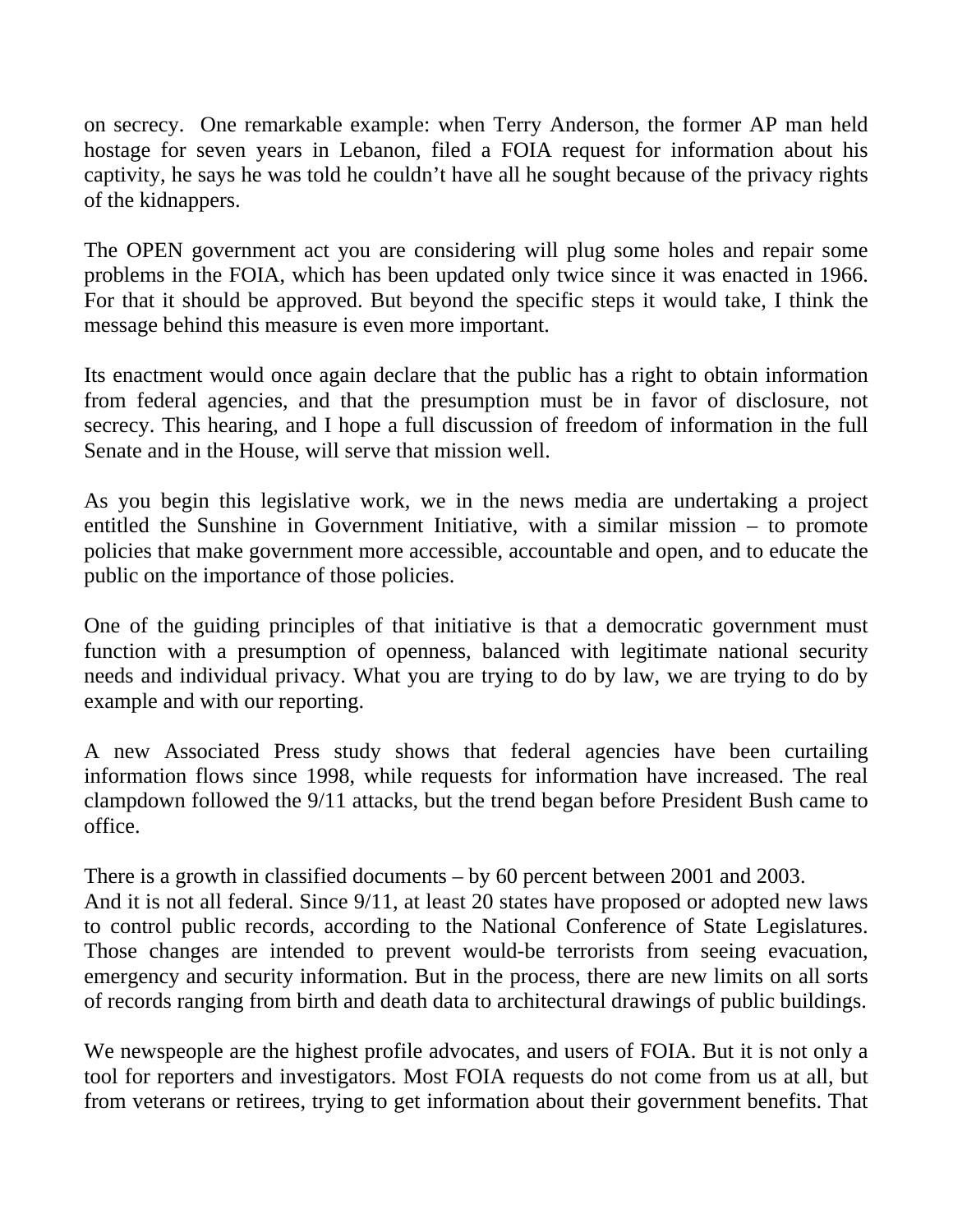on secrecy. One remarkable example: when Terry Anderson, the former AP man held hostage for seven years in Lebanon, filed a FOIA request for information about his captivity, he says he was told he couldn't have all he sought because of the privacy rights of the kidnappers.

The OPEN government act you are considering will plug some holes and repair some problems in the FOIA, which has been updated only twice since it was enacted in 1966. For that it should be approved. But beyond the specific steps it would take, I think the message behind this measure is even more important.

Its enactment would once again declare that the public has a right to obtain information from federal agencies, and that the presumption must be in favor of disclosure, not secrecy. This hearing, and I hope a full discussion of freedom of information in the full Senate and in the House, will serve that mission well.

As you begin this legislative work, we in the news media are undertaking a project entitled the Sunshine in Government Initiative, with a similar mission – to promote policies that make government more accessible, accountable and open, and to educate the public on the importance of those policies.

One of the guiding principles of that initiative is that a democratic government must function with a presumption of openness, balanced with legitimate national security needs and individual privacy. What you are trying to do by law, we are trying to do by example and with our reporting.

A new Associated Press study shows that federal agencies have been curtailing information flows since 1998, while requests for information have increased. The real clampdown followed the 9/11 attacks, but the trend began before President Bush came to office.

There is a growth in classified documents – by 60 percent between 2001 and 2003.
And it is not all federal. Since 9/11, at least 20 states have proposed or adopted new laws to control public records, according to the National Conference of State Legislatures. Those changes are intended to prevent would-be terrorists from seeing evacuation, emergency and security information. But in the process, there are new limits on all sorts of records ranging from birth and death data to architectural drawings of public buildings.

We newspeople are the highest profile advocates, and users of FOIA. But it is not only a tool for reporters and investigators. Most FOIA requests do not come from us at all, but from veterans or retirees, trying to get information about their government benefits. That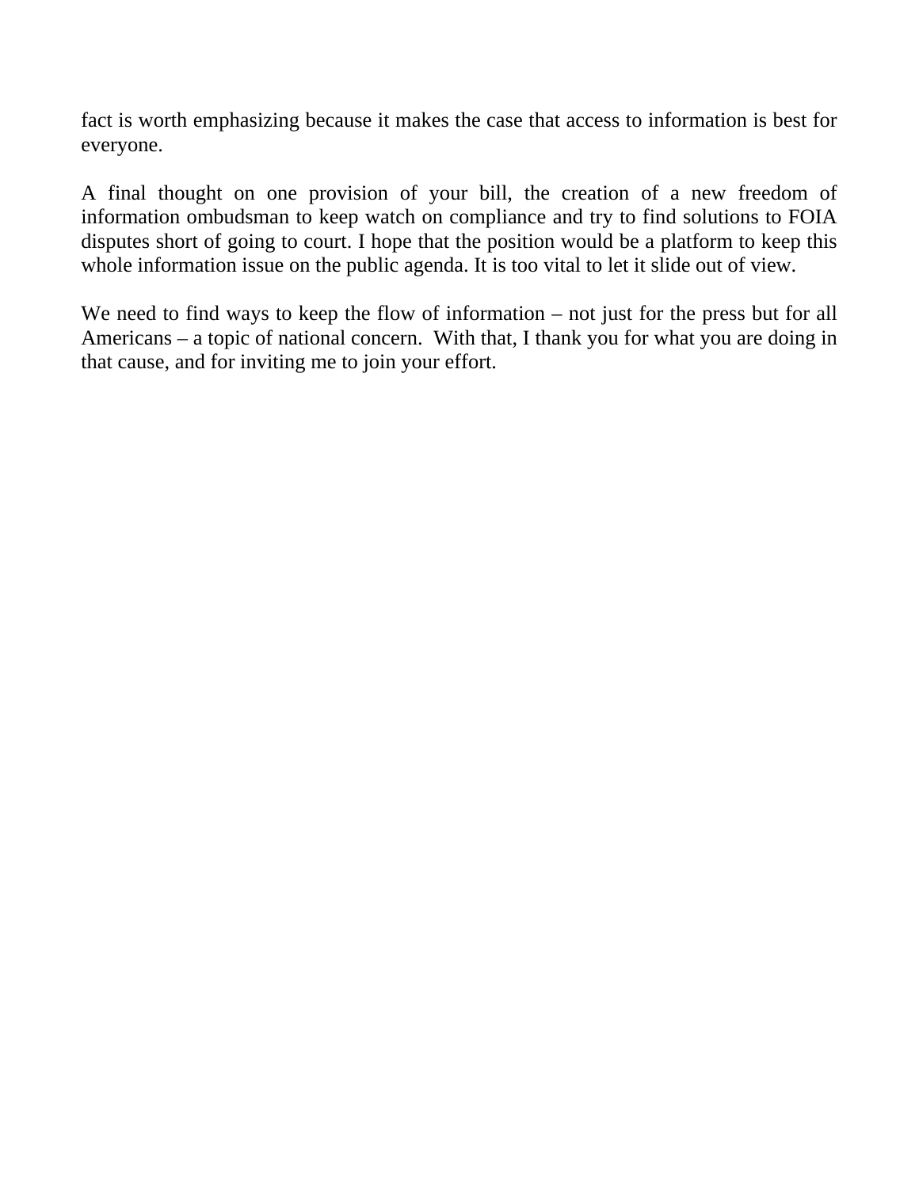fact is worth emphasizing because it makes the case that access to information is best for everyone.

A final thought on one provision of your bill, the creation of a new freedom of information ombudsman to keep watch on compliance and try to find solutions to FOIA disputes short of going to court. I hope that the position would be a platform to keep this whole information issue on the public agenda. It is too vital to let it slide out of view.

We need to find ways to keep the flow of information – not just for the press but for all Americans – a topic of national concern.  With that, I thank you for what you are doing in that cause, and for inviting me to join your effort.